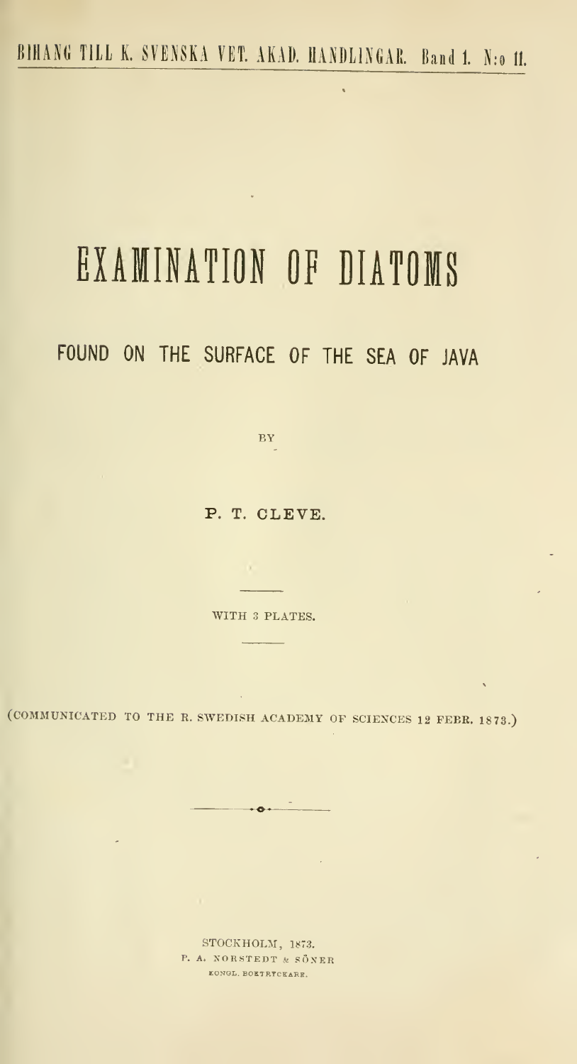BIHANG TILL K. SVENSKA VET. AKAD. HANDLINGAR. Band 1. N:o 11.

# EXAMINATION OF DIATOMS

## FOUND ON THE SURFACE OF THE SEA OF JAVA

BY

**P. T. CLEVE.**

WITH 3 PLATES.

(COMMUNICATED TO THE R. SWEDISH ACADEMY OF SCIENCES 12 FEBR. 1873.)

STOCKHOLM, 1873.
P. A. NORSTEDT & SÖNER
KONGL. BOKTRYCKARE.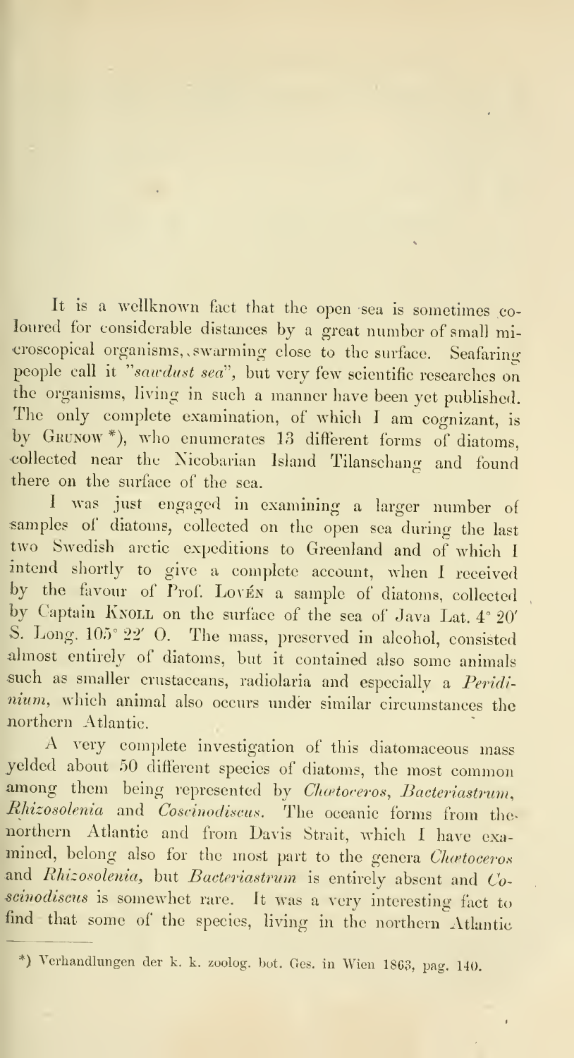It is a wellknown fact that the open sea is sometimes coloured for considerable distances by a great number of small microscopical organisms, swarming close to the surface. Seafaring people call it *"sawdust sea"*, but very few scientific researches on the organisms, living in such a manner have been yet published. The only complete examination, of which I am cognizant, is by GRUNOW *), who enumerates 13 different forms of diatoms, collected near the Nicobarian Island Tilanschang and found there on the surface of the sea.

I was just engaged in examining a larger number of samples of diatoms, collected on the open sea during the last two Swedish arctic expeditions to Greenland and of which I intend shortly to give a complete account, when I received by the favour of Prof. LOVÉN a sample of diatoms, collected by Captain KNOLL on the surface of the sea of Java Lat. 4° 20′ S. Long. 105° 22′ O. The mass, preserved in alcohol, consisted almost entirely of diatoms, but it contained also some animals such as smaller crustaceans, radiolaria and especially a *Peridinium*, which animal also occurs under similar circumstances the northern Atlantic.

A very complete investigation of this diatomaceous mass yelded about 50 different species of diatoms, the most common among them being represented by *Chætoceros*, *Bacteriastrum*, *Rhizosolenia* and *Coscinodiscus*. The oceanic forms from the northern Atlantic and from Davis Strait, which I have examined, belong also for the most part to the genera *Chætoceros* and *Rhizosolenia*, but *Bacteriastrum* is entirely absent and *Coscinodiscus* is somewhet rare. It was a very interesting fact to find that some of the species, living in the northern Atlantic

---

*) Verhandlungen der k. k. zoolog. bot. Ges. in Wien 1863, pag. 140.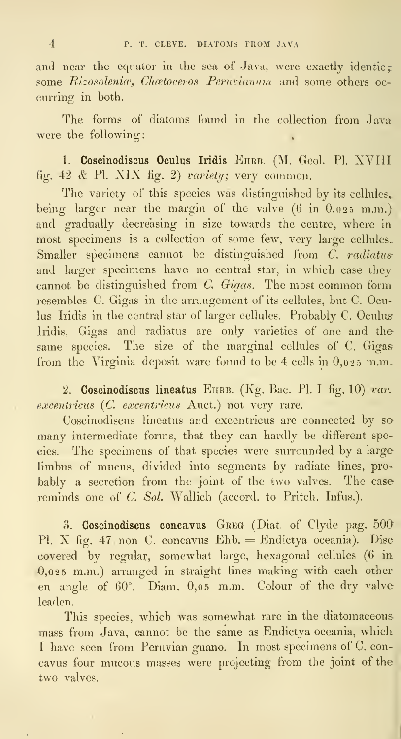and near the equator in the sea of Java, were exactly identic; some *Rizosoleniæ*, *Chætoceros Peruvianum* and some others occurring in both.

The forms of diatoms found in the collection from Java were the following:

1. **Coscinodiscus Oculus Iridis** Ehrb. (M. Geol. Pl. XVIII fig. 42 & Pl. XIX fig. 2) *variety;* very common.

The variety of this species was distinguished by its cellules, being larger near the margin of the valve (6 in 0,025 m.m.) and gradually decreasing in size towards the centre, where in most specimens is a collection of some few, very large cellules. Smaller specimens cannot be distinguished from *C. radiatus* and larger specimens have no central star, in which case they cannot be distinguished from *C. Gigas*. The most common form resembles C. Gigas in the arrangement of its cellules, but C. Oculus Iridis in the central star of larger cellules. Probably C. Oculus Iridis, Gigas and radiatus are only varieties of one and the same species. The size of the marginal cellules of C. Gigas from the Virginia deposit ware found to be 4 cells in 0,025 m.m.

2. **Coscinodiscus lineatus** Ehrb. (Kg. Bac. Pl. I fig. 10) *var. excentricus* (*C. excentricus* Auct.) not very rare.

Coscinodiscus lineatus and excentricus are connected by so many intermediate forms, that they can hardly be different species. The specimens of that species were surrounded by a large limbus of mucus, divided into segments by radiate lines, probably a secretion from the joint of the two valves. The case reminds one of *C. Sol.* Wallich (accord. to Pritch. Infus.).

3. **Coscinodiscus concavus** Greg (Diat. of Clyde pag. 500 Pl. X fig. 47 non C. concavus Ehb. = Endictya oceania). Disc covered by regular, somewhat large, hexagonal cellules (6 in 0,025 m.m.) arranged in straight lines making with each other en angle of 60°. Diam. 0,05 m.m. Colour of the dry valve leaden.

This species, which was somewhat rare in the diatomaceous mass from Java, cannot be the same as Endictya oceania, which I have seen from Peruvian guano. In most specimens of C. concavus four mucous masses were projecting from the joint of the two valves.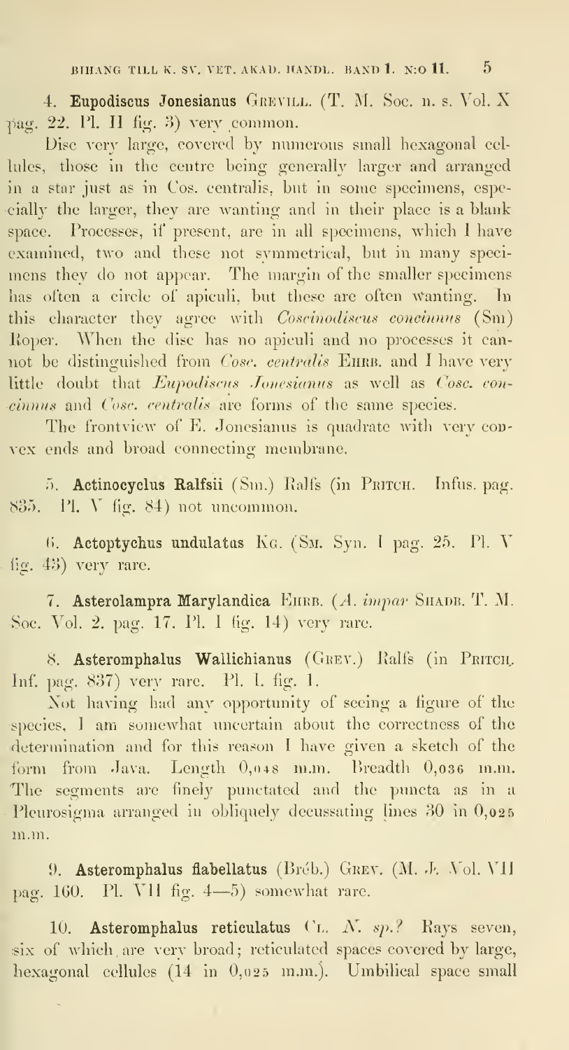4. **Eupodiscus Jonesianus** GREVILL. (T. M. Soc. n. s. Vol. X pag. 22. Pl. II fig. 3) very common.

Disc very large, covered by numerous small hexagonal cellules, those in the centre being generally larger and arranged in a star just as in Cos. centralis, but in some specimens, especially the larger, they are wanting and in their place is a blank space. Processes, if present, are in all specimens, which I have examined, two and these not symmetrical, but in many specimens they do not appear. The margin of the smaller specimens has often a circle of apiculi, but these are often wanting. In this character they agree with *Coscinodiscus concinnus* (Sm) Roper. When the disc has no apiculi and no processes it cannot be distinguished from *Cosc. centralis* EHRB. and I have very little doubt that *Eupodiscus Jonesianus* as well as *Cosc. concinnus* and *Cosc. centralis* are forms of the same species.

The frontview of E. Jonesianus is quadrate with very convex ends and broad connecting membrane.

5. **Actinocyclus Ralfsii** (Sm.) Ralfs (in PRITCH. Infus. pag. 835. Pl. V fig. 84) not uncommon.

6. **Actoptychus undulatus** KG. (SM. Syn. I pag. 25. Pl. V fig. 43) very rare.

7. **Asterolampra Marylandica** EHRB. (*A. impar* SHADB. T. M. Soc. Vol. 2. pag. 17. Pl. I fig. 14) very rare.

8. **Asteromphalus Wallichianus** (GREV.) Ralfs (in PRITCH. Inf. pag. 837) very rare. Pl. I. fig. 1.

Not having had any opportunity of seeing a figure of the species, I am somewhat uncertain about the correctness of the determination and for this reason I have given a sketch of the form from Java. Length 0,048 m.m. Breadth 0,036 m.m. The segments are finely punctated and the puncta as in a Pleurosigma arranged in obliquely decussating lines 30 in 0,025 m.m.

9. **Asteromphalus flabellatus** (Bréb.) GREV. (M. J. Vol. VII pag. 160. Pl. VII fig. 4—5) somewhat rare.

10. **Asteromphalus reticulatus** CL. *N. sp.?* Rays seven, six of which are very broad; reticulated spaces covered by large, hexagonal cellules (14 in 0,025 m.m.). Umbilical space small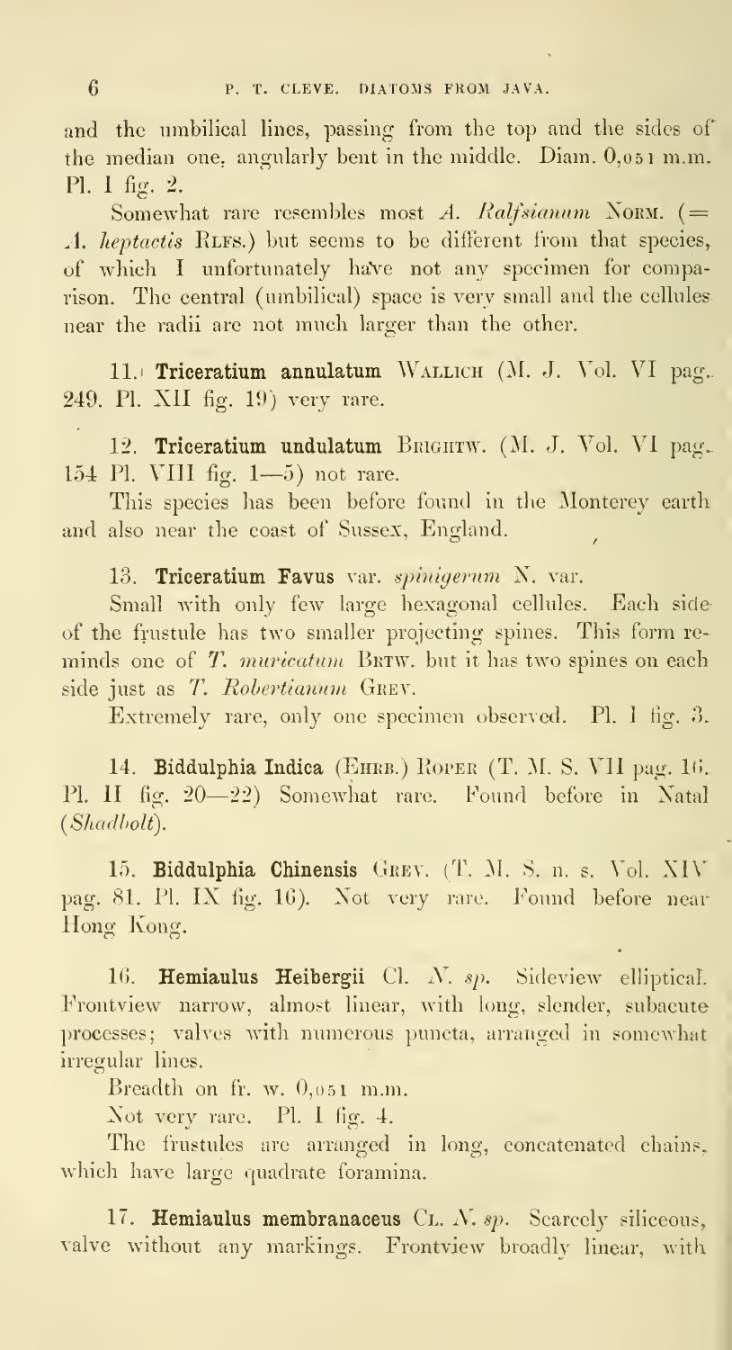and the umbilical lines, passing from the top and the sides of the median one, angularly bent in the middle. Diam. 0,051 m.m. Pl. I fig. 2.

Somewhat rare resembles most *A. Ralfsianum* Norm. (= *A. heptactis* Rlfs.) but seems to be different from that species, of which I unfortunately have not any specimen for comparison. The central (umbilical) space is very small and the cellules near the radii are not much larger than the other.

11. **Triceratium annulatum** Wallich (M. J. Vol. VI pag. 249. Pl. XII fig. 19) very rare.

12. **Triceratium undulatum** Brightw. (M. J. Vol. VI pag. 154 Pl. VIII fig. 1—5) not rare.

This species has been before found in the Monterey earth and also near the coast of Sussex, England.

13. **Triceratium Favus** var. *spinigerum* N. var.

Small with only few large hexagonal cellules. Each side of the frustule has two smaller projecting spines. This form reminds one of *T. muricatum* Brtw. but it has two spines on each side just as *T. Robertianum* Grev.

Extremely rare, only one specimen observed. Pl. I fig. 3.

14. **Biddulphia Indica** (Ehrb.) Roper (T. M. S. VII pag. 16. Pl. II fig. 20—22) Somewhat rare. Found before in Natal (*Shadbolt*).

15. **Biddulphia Chinensis** Grev. (T. M. S. n. s. Vol. XIV pag. 81. Pl. IX fig. 16). Not very rare. Found before near Hong Kong.

16. **Hemiaulus Heibergii** Cl. *N. sp.* Sideview elliptical. Frontview narrow, almost linear, with long, slender, subacute processes; valves with numerous puncta, arranged in somewhat irregular lines.

Breadth on fr. w. 0,051 m.m.

Not very rare. Pl. I fig. 4.

The frustules are arranged in long, concatenated chains, which have large quadrate foramina.

17. **Hemiaulus membranaceus** Cl. *N. sp.* Scarcely siliceous, valve without any markings. Frontview broadly linear, with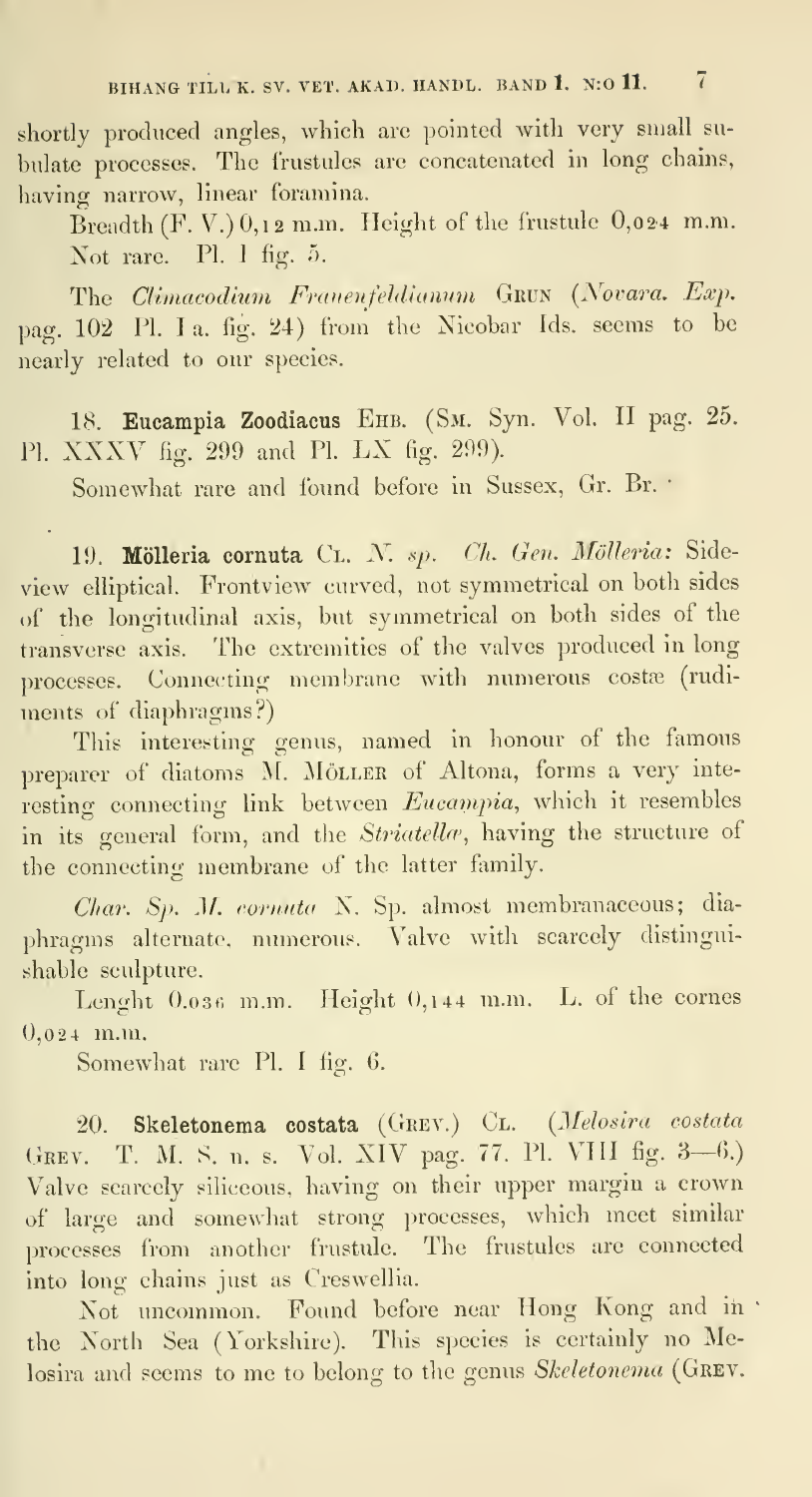shortly produced angles, which are pointed with very small subulate processes. The frustules are concatenated in long chains, having narrow, linear foramina.

Breadth (F. V.) 0,12 m.m. Height of the frustule 0,024 m.m. Not rare. Pl. 1 fig. 5.

The *Climacodium Frauenfeldianum* GRUN (*Novara. Exp.* pag. 102 Pl. I a. fig. 24) from the Nicobar Ids. seems to be nearly related to our species.

18. **Eucampia Zoodiacus** EHB. (SM. Syn. Vol. II pag. 25. Pl. XXXV fig. 299 and Pl. LX fig. 299).

Somewhat rare and found before in Sussex, Gr. Br.

19. **Mölleria cornuta** CL. *N. sp.* *Ch. Gen. Mölleria:* Sideview elliptical. Frontview curved, not symmetrical on both sides of the longitudinal axis, but symmetrical on both sides of the transverse axis. The extremities of the valves produced in long processes. Connecting membrane with numerous costæ (rudiments of diaphragms?)

This interesting genus, named in honour of the famous preparer of diatoms M. MÖLLER of Altona, forms a very interesting connecting link between *Eucampia*, which it resembles in its general form, and the *Striatellæ*, having the structure of the connecting membrane of the latter family.

*Char. Sp. M. cornuta* N. Sp. almost membranaceous; diaphragms alternate, numerous. Valve with scarcely distinguishable sculpture.

Lenght 0.036 m.m. Height 0,144 m.m. L. of the cornes 0,024 m.m.

Somewhat rare Pl. I fig. 6.

20. **Skeletonema costata** (GREV.) CL. (*Melosira costata* GREV. T. M. S. n. s. Vol. XIV pag. 77. Pl. VIII fig. 3—6.) Valve scarcely siliceous, having on their upper margin a crown of large and somewhat strong processes, which meet similar processes from another frustule. The frustules are connected into long chains just as Creswellia.

Not uncommon. Found before near Hong Kong and in the North Sea (Yorkshire). This species is certainly no Melosira and seems to me to belong to the genus *Skeletonema* (GREV.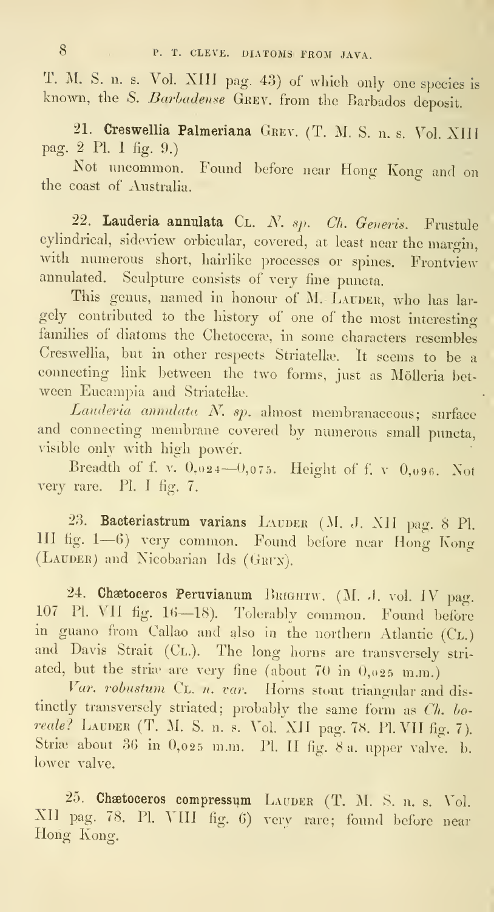T. M. S. n. s. Vol. XIII pag. 43) of which only one species is known, the *S. Barbadense* Grev. from the Barbados deposit.

21. **Creswellia Palmeriana** Grev. (T. M. S. n. s. Vol. XIII pag. 2 Pl. I fig. 9.)

Not uncommon. Found before near Hong Kong and on the coast of Australia.

22. **Lauderia annulata** Cl. *N. sp. Ch. Generis.* Frustule cylindrical, sideview orbicular, covered, at least near the margin, with numerous short, hairlike processes or spines. Frontview annulated. Sculpture consists of very fine puncta.

This genus, named in honour of M. Lauder, who has largely contributed to the history of one of the most interesting families of diatoms the Chetoceræ, in some characters resembles Creswellia, but in other respects Striatellæ. It seems to be a connecting link between the two forms, just as Mölleria between Eucampia and Striatellæ.

*Lauderia annulata N. sp.* almost membranaceous; surface and connecting membrane covered by numerous small puncta, visible only with high power.

Breadth of f. v. 0,024—0,075. Height of f. v 0,096. Not very rare. Pl. I fig. 7.

23. **Bacteriastrum varians** Lauder (M. J. XII pag. 8 Pl. III fig. 1—6) very common. Found before near Hong Kong (Lauder) and Nicobarian Ids (Grun).

24. **Chætoceros Peruvianum** Brightw. (M. J. vol. IV pag. 107 Pl. VII fig. 16—18). Tolerably common. Found before in guano from Callao and also in the northern Atlantic (Cl.) and Davis Strait (Cl.). The long horns are transversely striated, but the striæ are very fine (about 70 in 0,025 m.m.)

*Var. robustum* Cl. *n. var.* Horns stout triangular and distinctly transversely striated; probably the same form as *Ch. boreale?* Lauder (T. M. S. n. s. Vol. XII pag. 78. Pl. VII fig. 7). Striæ about 36 in 0,025 m.m. Pl. II fig. 8 a. upper valve. b. lower valve.

25. **Chætoceros compressum** Lauder (T. M. S. n. s. Vol. XII pag. 78. Pl. VIII fig. 6) very rare; found before near Hong Kong.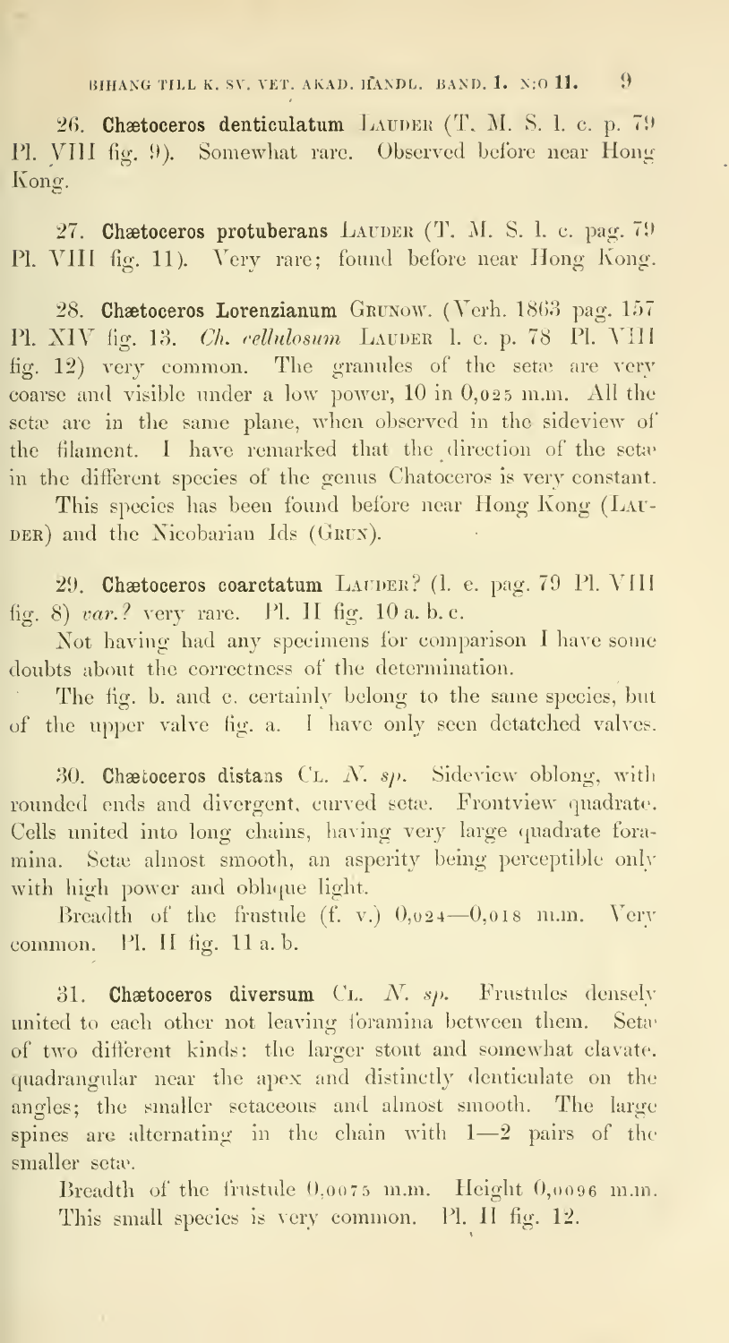26. **Chætoceros denticulatum** LAUDER (T. M. S. l. c. p. 79 Pl. VIII fig. 9). Somewhat rare. Observed before near Hong Kong.

27. **Chætoceros protuberans** LAUDER (T. M. S. l. c. pag. 79 Pl. VIII fig. 11). Very rare; found before near Hong Kong.

28. **Chætoceros Lorenzianum** GRUNOW. (Verh. 1863 pag. 157 Pl. XIV fig. 13. *Ch. cellulosum* LAUDER l. c. p. 78 Pl. VIII fig. 12) very common. The granules of the setæ are very coarse and visible under a low power, 10 in 0,025 m.m. All the setæ are in the same plane, when observed in the sideview of the filament. I have remarked that the direction of the setæ in the different species of the genus Chatoceros is very constant.

This species has been found before near Hong Kong (LAUDER) and the Nicobarian Ids (GRUN).

29. **Chætoceros coarctatum** LAUDER? (l. c. pag. 79 Pl. VIII fig. 8) *var.?* very rare. Pl. II fig. 10 a. b. c.

Not having had any specimens for comparison I have some doubts about the correctness of the determination.

The fig. b. and c. certainly belong to the same species, but of the upper valve fig. a. I have only seen detached valves.

30. **Chætoceros distans** CL. *N. sp.* Sideview oblong, with rounded ends and divergent, curved setæ. Frontview quadrate. Cells united into long chains, having very large quadrate foramina. Setæ almost smooth, an asperity being perceptible only with high power and oblique light.

Breadth of the frustule (f. v.) 0,024—0,018 m.m. Very common. Pl. II fig. 11 a. b.

31. **Chætoceros diversum** CL. *N. sp.* Frustules densely united to each other not leaving foramina between them. Setæ of two different kinds: the larger stout and somewhat clavate, quadrangular near the apex and distinctly denticulate on the angles; the smaller setaceous and almost smooth. The large spines are alternating in the chain with 1—2 pairs of the smaller setæ.

Breadth of the frustule 0,0075 m.m. Height 0,0096 m.m. This small species is very common. Pl. II fig. 12.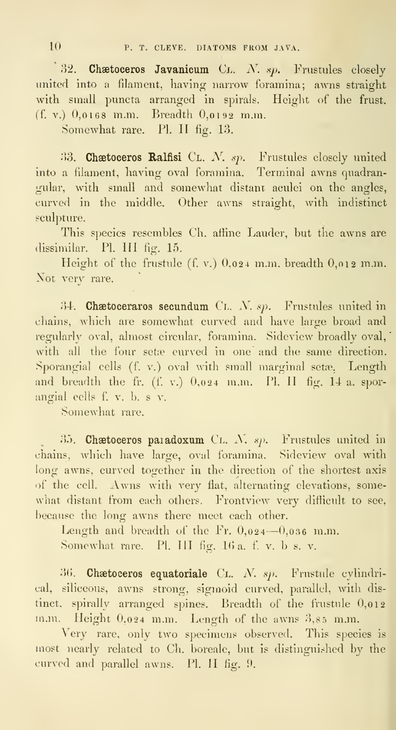32. **Chætoceros Javanicum** Cl. *N. sp.* Frustules closely united into a filament, having narrow foramina; awns straight with small puncta arranged in spirals. Height of the frust. (f. v.) 0,0168 m.m. Breadth 0,0192 m.m.

Somewhat rare. Pl. II fig. 13.

33. **Chætoceros Ralfisi** Cl. *N. sp.* Frustules closely united into a filament, having oval foramina. Terminal awns quadrangular, with small and somewhat distant aculei on the angles, curved in the middle. Other awns straight, with indistinct sculpture.

This species resembles Ch. affine Lauder, but the awns are dissimilar. Pl. III fig. 15.

Height of the frustule (f. v.) 0,024 m.m. breadth 0,012 m.m. Not very rare.

34. **Chætoceraros secundum** Cl. *N. sp.* Frustules united in chains, which are somewhat curved and have large broad and regularly oval, almost circular, foramina. Sideview broadly oval, with all the four setæ curved in one and the same direction. Sporangial cells (f. v.) oval with small marginal setæ. Length and breadth the fr. (f. v.) 0,024 m.m. Pl. II fig. 14 a. sporangial cells f. v. b. s v.

Somewhat rare.

35. **Chætoceros paradoxum** Cl. *N. sp.* Frustules united in chains, which have large, oval foramina. Sideview oval with long awns, curved together in the direction of the shortest axis of the cell. Awns with very flat, alternating elevations, somewhat distant from each others. Frontview very difficult to see, because the long awns there meet each other.

Length and breadth of the Fr. 0,024—0,036 m.m.

Somewhat rare. Pl. III fig. 16 a. f. v. b s. v.

36. **Chætoceros equatoriale** Cl. *N. sp.* Frustule cylindrical, siliceous, awns strong, sigmoid curved, parallel, with distinct, spirally arranged spines. Breadth of the frustule 0,012 m.m. Height 0,024 m.m. Length of the awns 3,85 m.m.

Very rare, only two specimens observed. This species is most nearly related to Ch. boreale, but is distinguished by the curved and parallel awns. Pl. II fig. 9.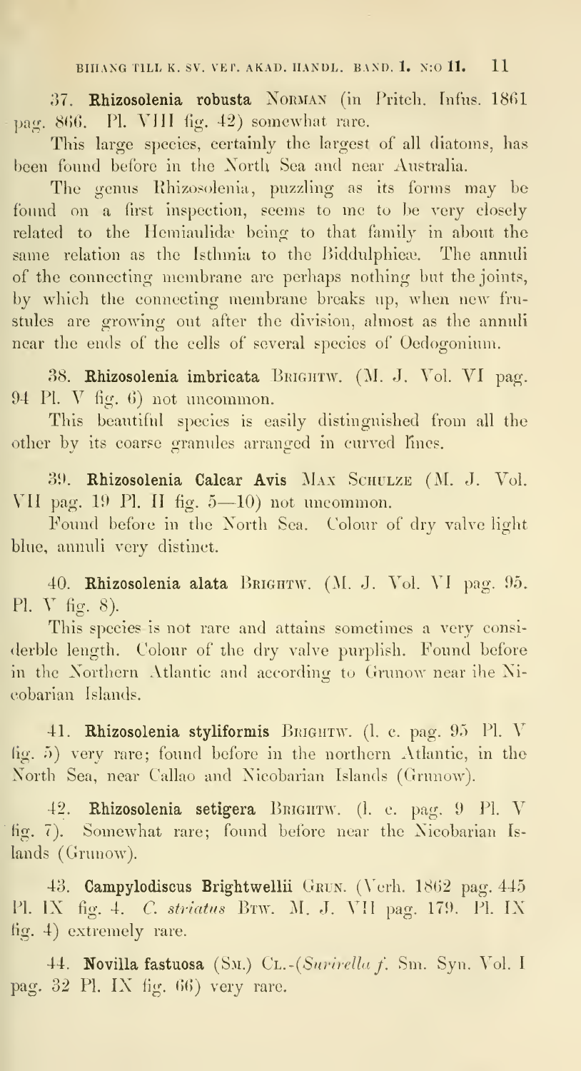**37. Rhizosolenia robusta** NORMAN (in Pritch. Infus. 1861 pag. 866. Pl. VIII fig. 42) somewhat rare.

This large species, certainly the largest of all diatoms, has been found before in the North Sea and near Australia.

The genus Rhizosolenia, puzzling as its forms may be found on a first inspection, seems to me to be very closely related to the Hemiaulidæ being to that family in about the same relation as the Isthmia to the Biddulphieæ. The annuli of the connecting membrane are perhaps nothing but the joints, by which the connecting membrane breaks up, when new frustules are growing out after the division, almost as the annuli near the ends of the cells of several species of Oedogonium.

**38. Rhizosolenia imbricata** BRIGHTW. (M. J. Vol. VI pag. 94 Pl. V fig. 6) not uncommon.

This beautiful species is easily distinguished from all the other by its coarse granules arranged in curved lines.

**39. Rhizosolenia Calcar Avis** MAX SCHULZE (M. J. Vol. VII pag. 19 Pl. II fig. 5—10) not uncommon.

Found before in the North Sea. Colour of dry valve light blue, annuli very distinct.

**40. Rhizosolenia alata** BRIGHTW. (M. J. Vol. VI pag. 95. Pl. V fig. 8).

This species is not rare and attains sometimes a very considerble length. Colour of the dry valve purplish. Found before in the Northern Atlantic and according to Grunow near ihe Nicobarian Islands.

**41. Rhizosolenia styliformis** BRIGHTW. (l. c. pag. 95 Pl. V fig. 5) very rare; found before in the northern Atlantic, in the North Sea, near Callao and Nicobarian Islands (Grunow).

**42. Rhizosolenia setigera** BRIGHTW. (l. c. pag. 9 Pl. V fig. 7). Somewhat rare; found before near the Nicobarian Islands (Grunow).

**43. Campylodiscus Brightwellii** GRUN. (Verh. 1862 pag. 445 Pl. IX fig. 4. *C. striatus* BTW. M. J. VII pag. 179. Pl. IX fig. 4) extremely rare.

**44. Novilla fastuosa** (SM.) CL.-(*Surirella f.* Sm. Syn. Vol. I pag. 32 Pl. IX fig. 66) very rare.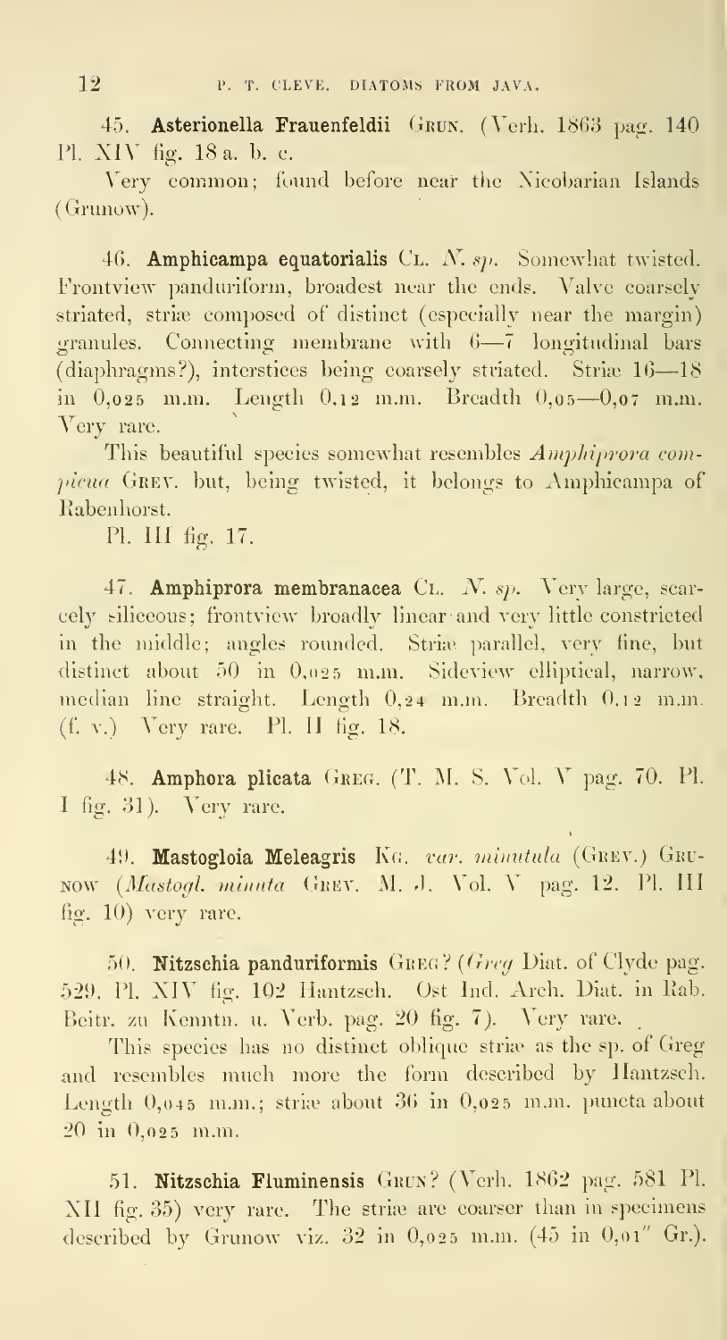45. **Asterionella Frauenfeldii** GRUN. (Verh. 1863 pag. 140 Pl. XIV fig. 18 a. b. c.

Very common; found before near the Nicobarian Islands (Grunow).

46. **Amphicampa equatorialis** CL. *N. sp.* Somewhat twisted. Frontview panduriform, broadest near the ends. Valve coarsely striated, striæ composed of distinct (especially near the margin) granules. Connecting membrane with 6—7 longitudinal bars (diaphragms?), interstices being coarsely striated. Striæ 16—18 in 0,025 m.m. Length 0,12 m.m. Breadth 0,05—0,07 m.m. Very rare.

This beautiful species somewhat resembles *Amphiprora conspicua* GREV. but, being twisted, it belongs to Amphicampa of Rabenhorst.

Pl. III fig. 17.

47. **Amphiprora membranacea** CL. *N. sp.* Very large, scarcely siliceous; frontview broadly linear and very little constricted in the middle; angles rounded. Striæ parallel, very fine, but distinct about 50 in 0,025 m.m. Sideview elliptical, narrow, median line straight. Length 0,24 m.m. Breadth 0,12 m.m. (f. v.) Very rare. Pl. II fig. 18.

48. **Amphora plicata** GREG. (T. M. S. Vol. V pag. 70. Pl. I fig. 31). Very rare.

49. **Mastogloia Meleagris** KG. *var. minutula* (GREV.) GRUNOW (*Mastogl. minuta* GREV. M. J. Vol. V pag. 12. Pl. III fig. 10) very rare.

50. **Nitzschia panduriformis** GREG? (*Greg* Diat. of Clyde pag. 529. Pl. XIV fig. 102 Hantzsch. Ost Ind. Arch. Diat. in Rab. Beitr. zu Kenntn. u. Verb. pag. 20 fig. 7). Very rare.

This species has no distinct oblique striæ as the sp. of Greg and resembles much more the form described by Hantzsch. Length 0,045 m.m.; striæ about 36 in 0,025 m.m. puncta about 20 in 0,025 m.m.

51. **Nitzschia Fluminensis** GRUN? (Verh. 1862 pag. 581 Pl. XII fig. 35) very rare. The striæ are coarser than in specimens described by Grunow viz. 32 in 0,025 m.m. (45 in 0,01″ Gr.).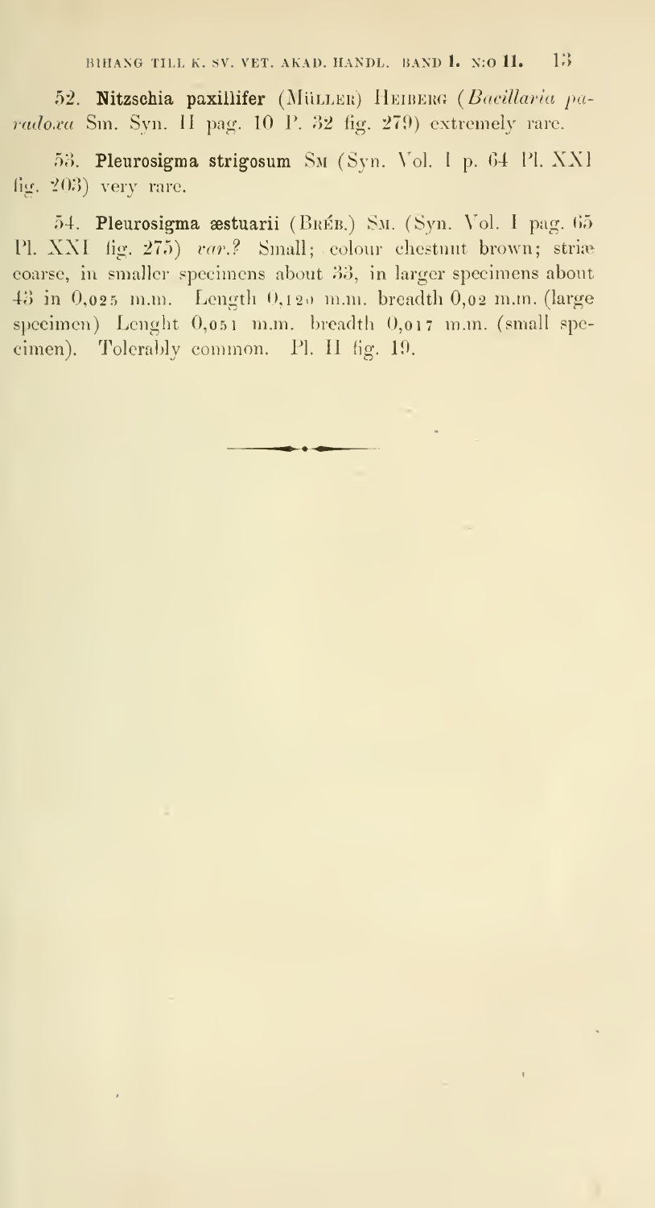52. **Nitzschia paxillifer** (MÜLLER) HEIBERG (*Bacillaria paradoxa* Sm. Syn. II pag. 10 P. 32 fig. 279) extremely rare.

53. **Pleurosigma strigosum** SM (Syn. Vol. I p. 64 Pl. XXI fig. 203) very rare.

54. **Pleurosigma æstuarii** (BRÉB.) SM. (Syn. Vol. I pag. 65 Pl. XXI fig. 275) *var.?* Small; colour chestnut brown; striæ coarse, in smaller specimens about 33, in larger specimens about 45 in 0,025 m.m. Length 0,120 m.m. breadth 0,02 m.m. (large specimen) Lenght 0,051 m.m. breadth 0,017 m.m. (small specimen). Tolerably common. Pl. II fig. 19.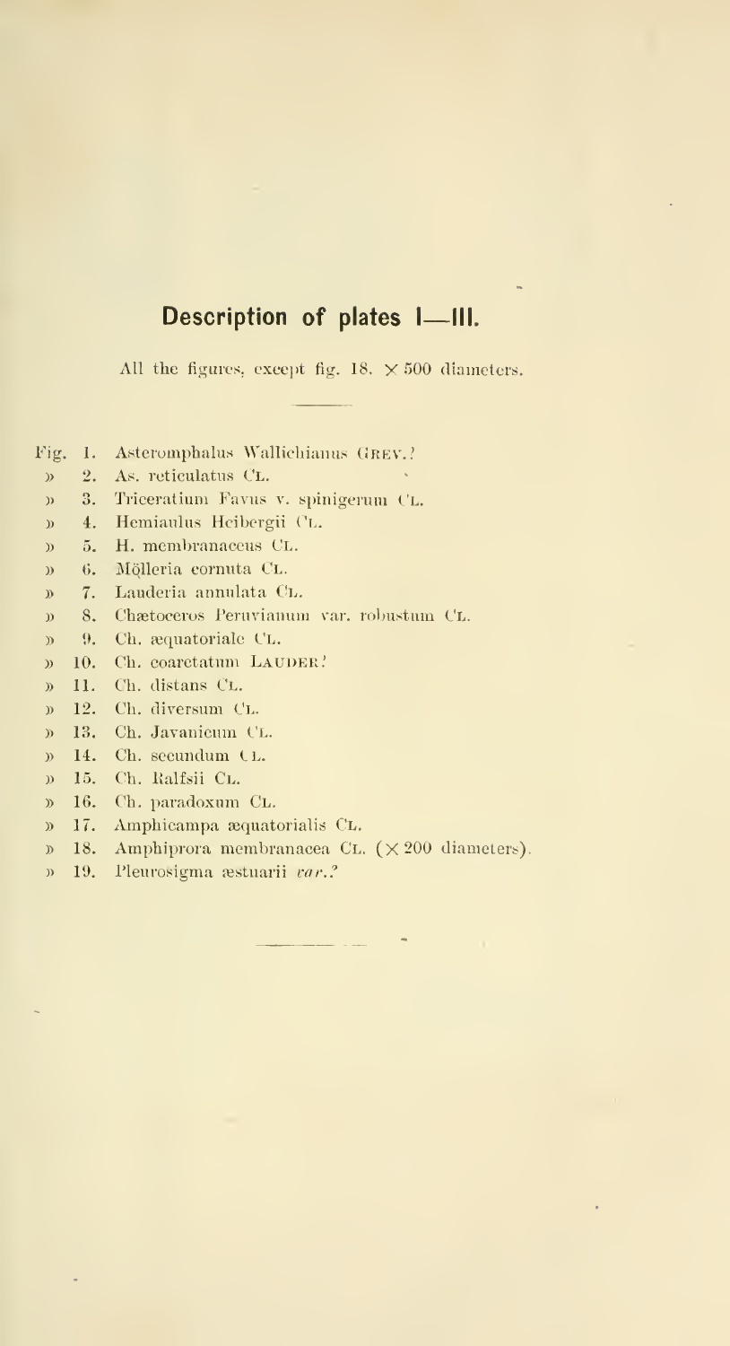## Description of plates I—III.

All the figures, except fig. 18. × 500 diameters.

Fig. 1. Asteromphalus Wallichianus GREV.?
» 2. As. reticulatus CL.
» 3. Triceratium Favus v. spinigerum CL.
» 4. Hemiaulus Heibergii CL.
» 5. H. membranaceus CL.
» 6. Mölleria cornuta CL.
» 7. Lauderia annulata CL.
» 8. Chætoceros Peruvianum var. robustum CL.
» 9. Ch. æquatoriale CL.
» 10. Ch. coarctatum LAUDER?
» 11. Ch. distans CL.
» 12. Ch. diversum CL.
» 13. Ch. Javanicum CL.
» 14. Ch. secundum CL.
» 15. Ch. Ralfsii CL.
» 16. Ch. paradoxum CL.
» 17. Amphicampa æquatorialis CL.
» 18. Amphiprora membranacea CL. (× 200 diameters).
» 19. Pleurosigma æstuarii *var.?*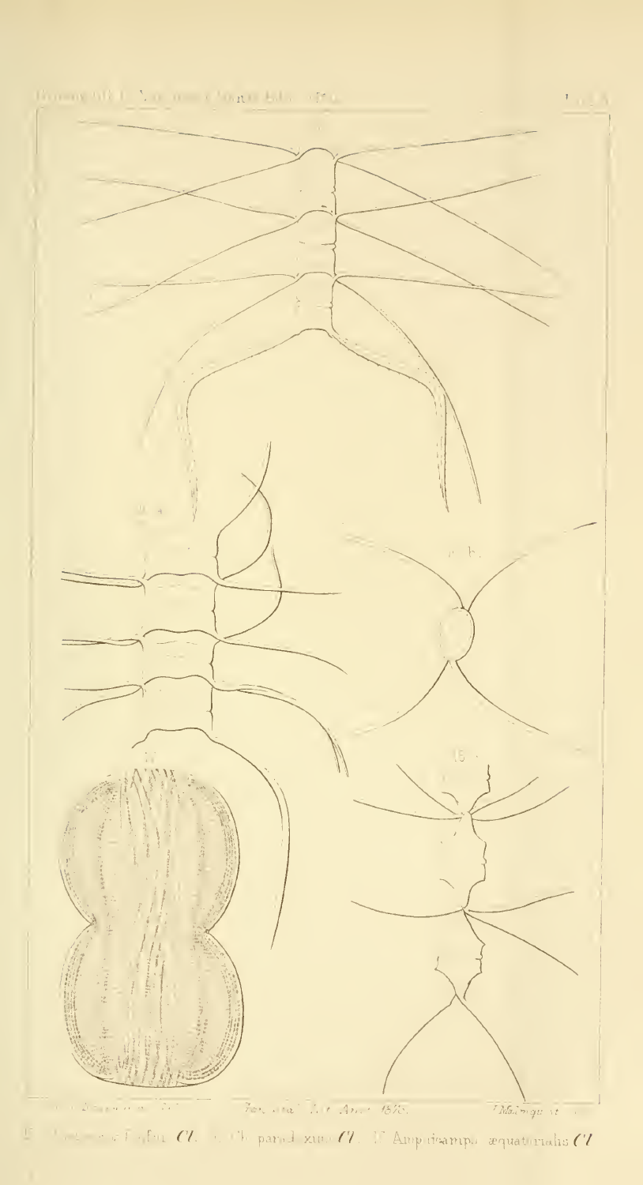13. ... Cl. 14. Ch. paradoxum Cl. 15. Amphicampa æquatorialis Cl.